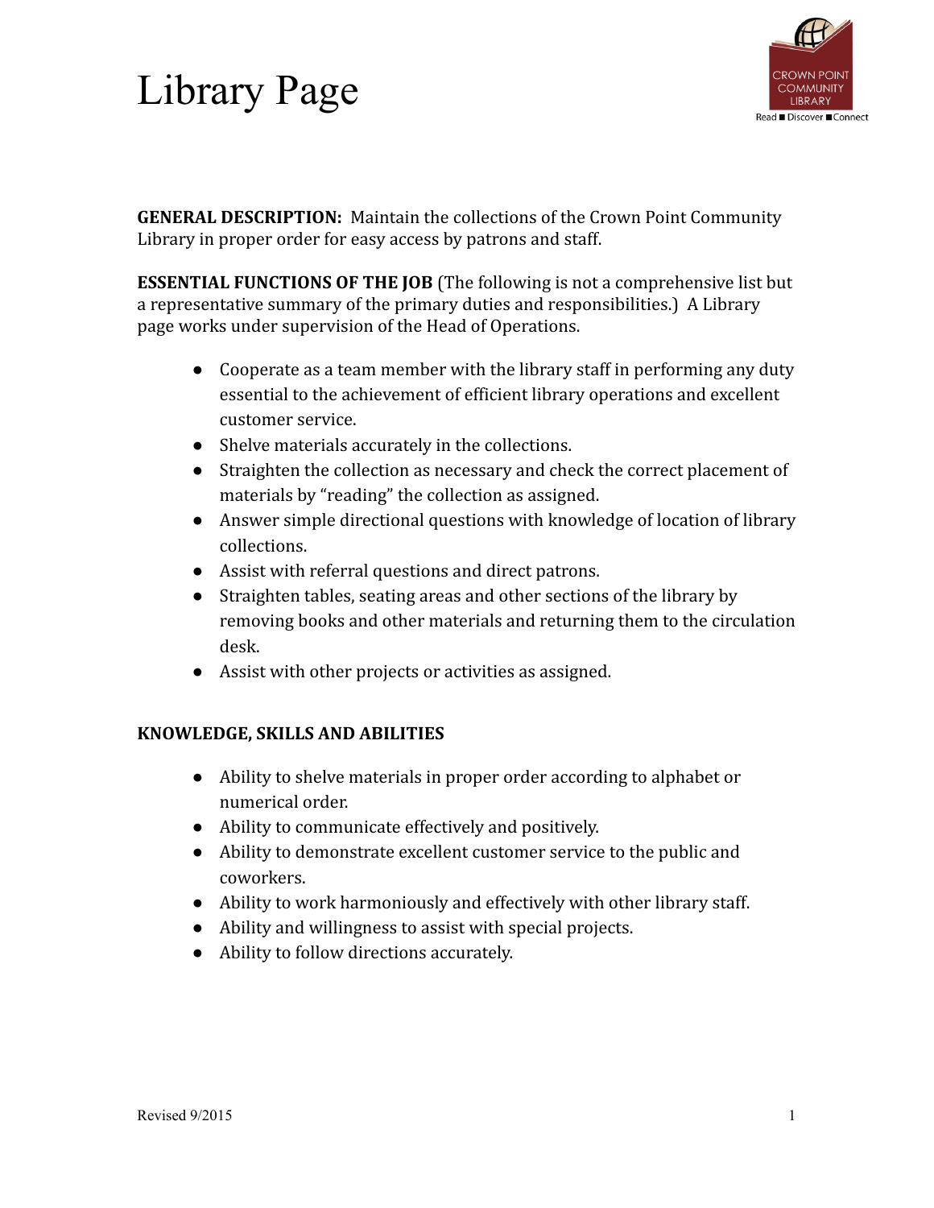# Library Page

**GENERAL DESCRIPTION:** Maintain the collections of the Crown Point Community Library in proper order for easy access by patrons and staff.

**ESSENTIAL FUNCTIONS OF THE JOB** (The following is not a comprehensive list but a representative summary of the primary duties and responsibilities.) A Library page works under supervision of the Head of Operations.

- Cooperate as a team member with the library staff in performing any duty essential to the achievement of efficient library operations and excellent customer service.
- Shelve materials accurately in the collections.
- Straighten the collection as necessary and check the correct placement of materials by "reading" the collection as assigned.
- Answer simple directional questions with knowledge of location of library collections.
- Assist with referral questions and direct patrons.
- Straighten tables, seating areas and other sections of the library by removing books and other materials and returning them to the circulation desk.
- Assist with other projects or activities as assigned.

**KNOWLEDGE, SKILLS AND ABILITIES**

- Ability to shelve materials in proper order according to alphabet or numerical order.
- Ability to communicate effectively and positively.
- Ability to demonstrate excellent customer service to the public and coworkers.
- Ability to work harmoniously and effectively with other library staff.
- Ability and willingness to assist with special projects.
- Ability to follow directions accurately.

Revised 9/2015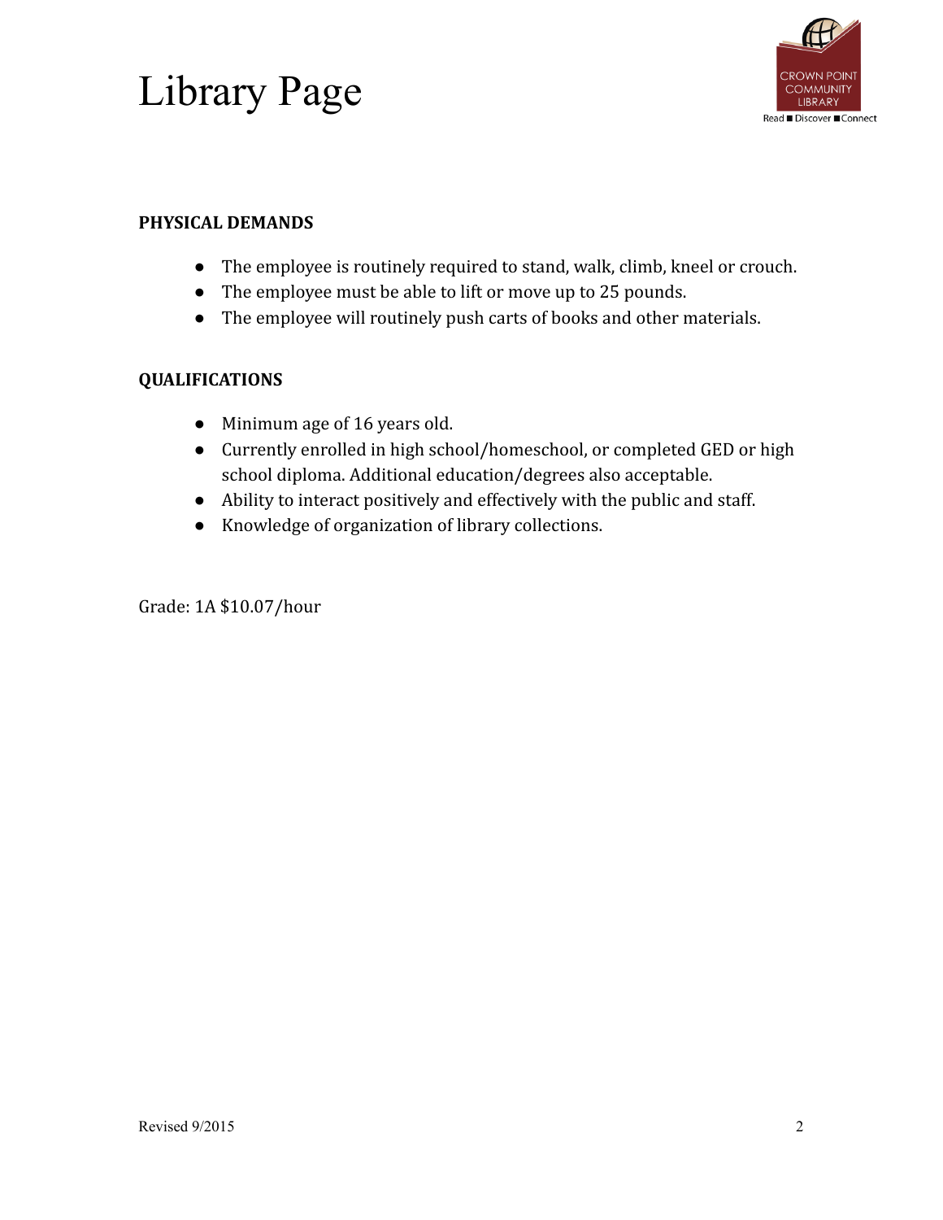# Library Page

**PHYSICAL DEMANDS**

- The employee is routinely required to stand, walk, climb, kneel or crouch.
- The employee must be able to lift or move up to 25 pounds.
- The employee will routinely push carts of books and other materials.

**QUALIFICATIONS**

- Minimum age of 16 years old.
- Currently enrolled in high school/homeschool, or completed GED or high school diploma. Additional education/degrees also acceptable.
- Ability to interact positively and effectively with the public and staff.
- Knowledge of organization of library collections.

Grade: 1A $10.07/hour

Revised 9/2015